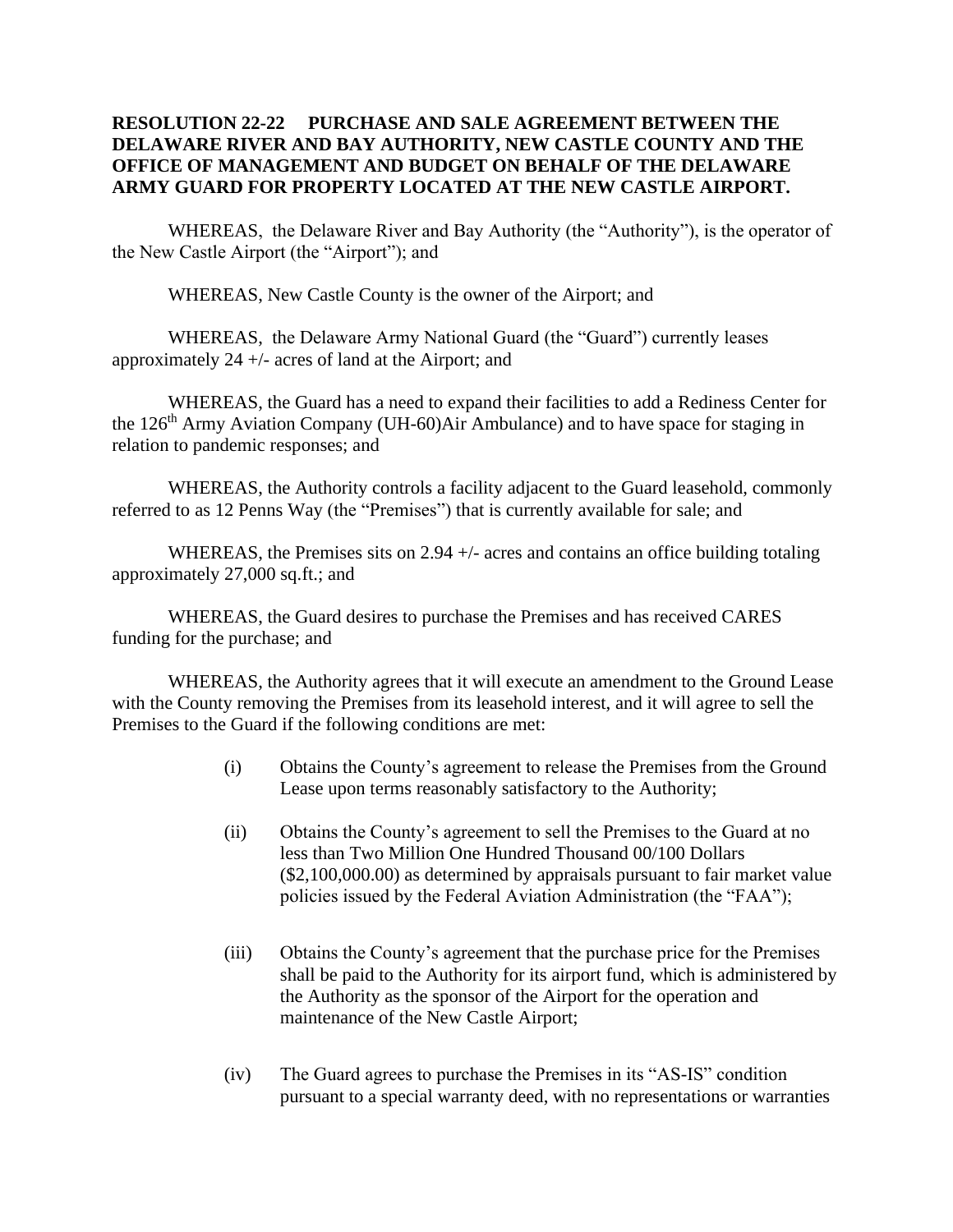**RESOLUTION 22-22 PURCHASE AND SALE AGREEMENT BETWEEN THE DELAWARE RIVER AND BAY AUTHORITY, NEW CASTLE COUNTY AND THE OFFICE OF MANAGEMENT AND BUDGET ON BEHALF OF THE DELAWARE ARMY GUARD FOR PROPERTY LOCATED AT THE NEW CASTLE AIRPORT.**

WHEREAS, the Delaware River and Bay Authority (the "Authority"), is the operator of the New Castle Airport (the "Airport"); and

WHEREAS, New Castle County is the owner of the Airport; and

WHEREAS, the Delaware Army National Guard (the "Guard") currently leases approximately 24 +/- acres of land at the Airport; and

WHEREAS, the Guard has a need to expand their facilities to add a Rediness Center for the 126th Army Aviation Company (UH-60)Air Ambulance) and to have space for staging in relation to pandemic responses; and

WHEREAS, the Authority controls a facility adjacent to the Guard leasehold, commonly referred to as 12 Penns Way (the "Premises") that is currently available for sale; and

WHEREAS, the Premises sits on 2.94 +/- acres and contains an office building totaling approximately 27,000 sq.ft.; and

WHEREAS, the Guard desires to purchase the Premises and has received CARES funding for the purchase; and

WHEREAS, the Authority agrees that it will execute an amendment to the Ground Lease with the County removing the Premises from its leasehold interest, and it will agree to sell the Premises to the Guard if the following conditions are met:

(i) Obtains the County's agreement to release the Premises from the Ground Lease upon terms reasonably satisfactory to the Authority;

(ii) Obtains the County's agreement to sell the Premises to the Guard at no less than Two Million One Hundred Thousand 00/100 Dollars ($2,100,000.00) as determined by appraisals pursuant to fair market value policies issued by the Federal Aviation Administration (the "FAA");

(iii) Obtains the County's agreement that the purchase price for the Premises shall be paid to the Authority for its airport fund, which is administered by the Authority as the sponsor of the Airport for the operation and maintenance of the New Castle Airport;

(iv) The Guard agrees to purchase the Premises in its "AS-IS" condition pursuant to a special warranty deed, with no representations or warranties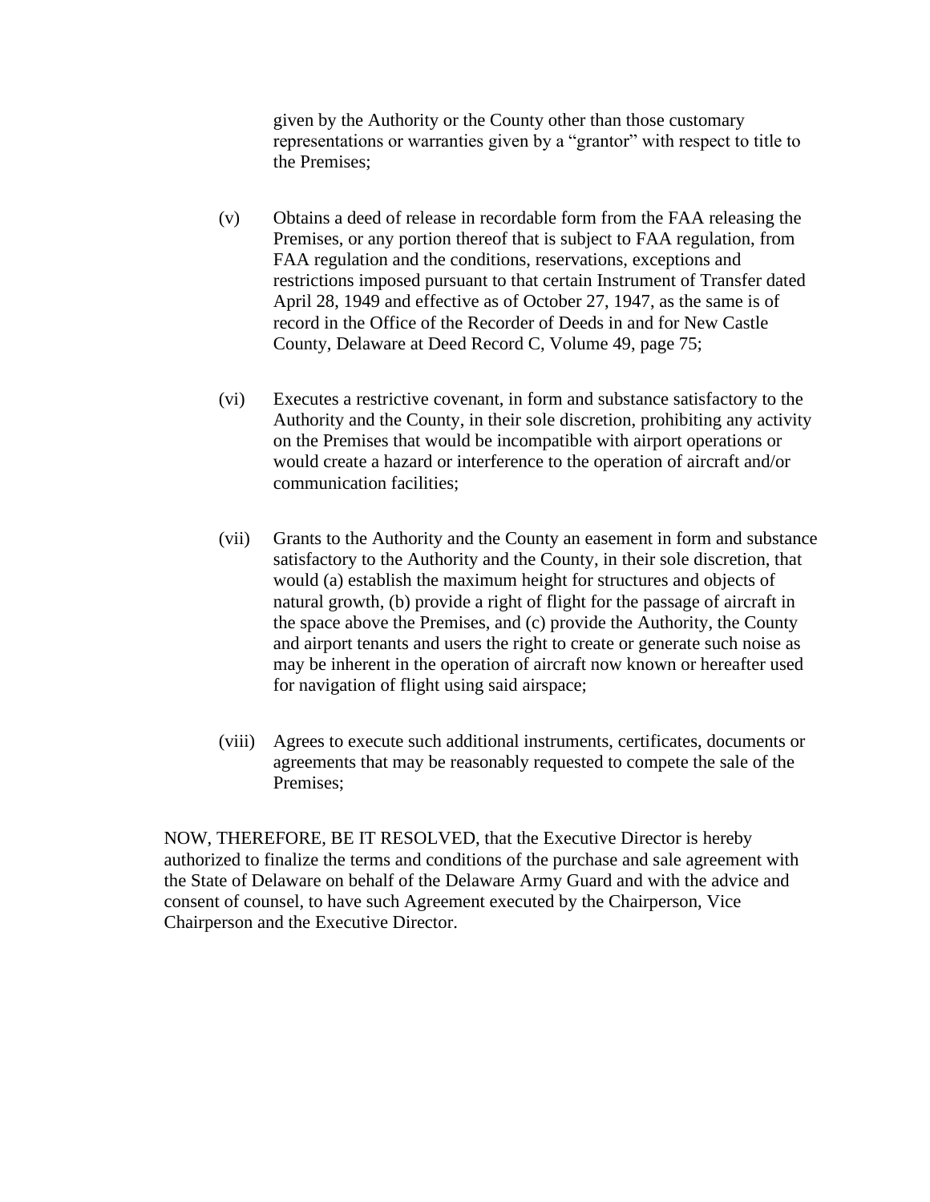given by the Authority or the County other than those customary representations or warranties given by a "grantor" with respect to title to the Premises;

(v) Obtains a deed of release in recordable form from the FAA releasing the Premises, or any portion thereof that is subject to FAA regulation, from FAA regulation and the conditions, reservations, exceptions and restrictions imposed pursuant to that certain Instrument of Transfer dated April 28, 1949 and effective as of October 27, 1947, as the same is of record in the Office of the Recorder of Deeds in and for New Castle County, Delaware at Deed Record C, Volume 49, page 75;

(vi) Executes a restrictive covenant, in form and substance satisfactory to the Authority and the County, in their sole discretion, prohibiting any activity on the Premises that would be incompatible with airport operations or would create a hazard or interference to the operation of aircraft and/or communication facilities;

(vii) Grants to the Authority and the County an easement in form and substance satisfactory to the Authority and the County, in their sole discretion, that would (a) establish the maximum height for structures and objects of natural growth, (b) provide a right of flight for the passage of aircraft in the space above the Premises, and (c) provide the Authority, the County and airport tenants and users the right to create or generate such noise as may be inherent in the operation of aircraft now known or hereafter used for navigation of flight using said airspace;

(viii) Agrees to execute such additional instruments, certificates, documents or agreements that may be reasonably requested to compete the sale of the Premises;

NOW, THEREFORE, BE IT RESOLVED, that the Executive Director is hereby authorized to finalize the terms and conditions of the purchase and sale agreement with the State of Delaware on behalf of the Delaware Army Guard and with the advice and consent of counsel, to have such Agreement executed by the Chairperson, Vice Chairperson and the Executive Director.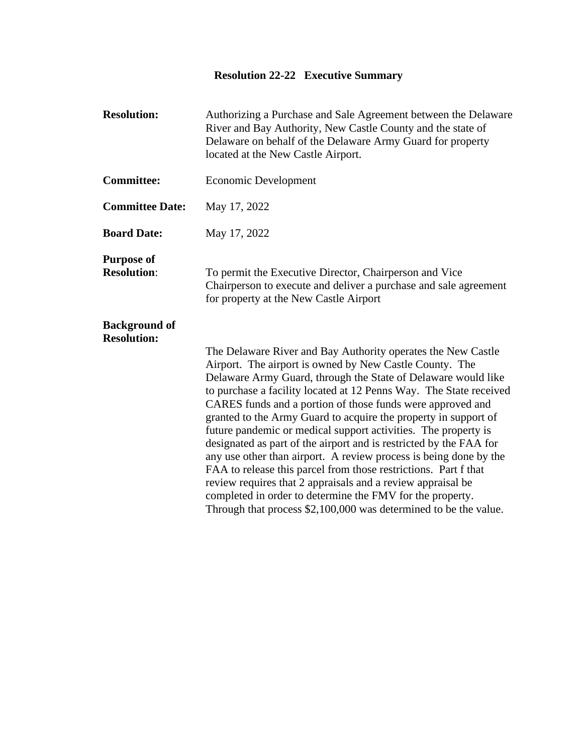**Resolution 22-22 Executive Summary**

**Resolution:** Authorizing a Purchase and Sale Agreement between the Delaware River and Bay Authority, New Castle County and the state of Delaware on behalf of the Delaware Army Guard for property located at the New Castle Airport.

**Committee:** Economic Development

**Committee Date:** May 17, 2022

**Board Date:** May 17, 2022

**Purpose of Resolution**: To permit the Executive Director, Chairperson and Vice Chairperson to execute and deliver a purchase and sale agreement for property at the New Castle Airport

**Background of Resolution:**

The Delaware River and Bay Authority operates the New Castle Airport. The airport is owned by New Castle County. The Delaware Army Guard, through the State of Delaware would like to purchase a facility located at 12 Penns Way. The State received CARES funds and a portion of those funds were approved and granted to the Army Guard to acquire the property in support of future pandemic or medical support activities. The property is designated as part of the airport and is restricted by the FAA for any use other than airport. A review process is being done by the FAA to release this parcel from those restrictions. Part f that review requires that 2 appraisals and a review appraisal be completed in order to determine the FMV for the property. Through that process $2,100,000 was determined to be the value.